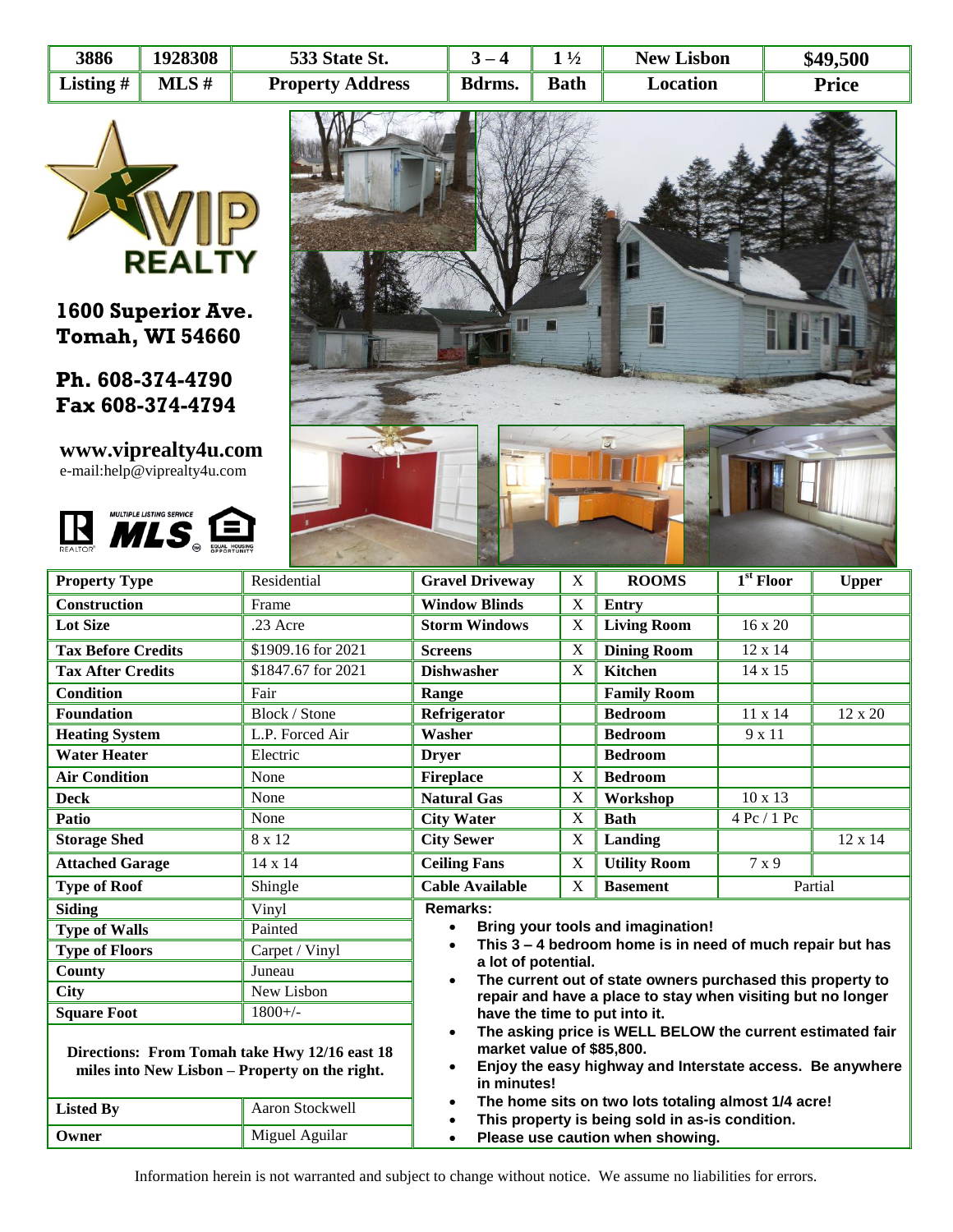| 3886 | 1928308 | 533 State St. | 3 – 4 | 1 ½ | New Lisbon | $49,500 |
|---|---|---|---|---|---|---|
| **Listing #** | **MLS #** | **Property Address** | **Bdrms.** | **Bath** | **Location** | **Price** |

**1600 Superior Ave.**
**Tomah, WI 54660**

**Ph. 608-374-4790**
**Fax 608-374-4794**

**www.viprealty4u.com**
e-mail:help@viprealty4u.com

| **Property Type** | Residential | **Gravel Driveway** | X | **ROOMS** | **1st Floor** | **Upper** |
|---|---|---|---|---|---|---|
| **Construction** | Frame | **Window Blinds** | X | **Entry** | | |
| **Lot Size** | .23 Acre | **Storm Windows** | X | **Living Room** | 16 x 20 | |
| **Tax Before Credits** | $1909.16 for 2021 | **Screens** | X | **Dining Room** | 12 x 14 | |
| **Tax After Credits** | $1847.67 for 2021 | **Dishwasher** | X | **Kitchen** | 14 x 15 | |
| **Condition** | Fair | **Range** | | **Family Room** | | |
| **Foundation** | Block / Stone | **Refrigerator** | | **Bedroom** | 11 x 14 | 12 x 20 |
| **Heating System** | L.P. Forced Air | **Washer** | | **Bedroom** | 9 x 11 | |
| **Water Heater** | Electric | **Dryer** | | **Bedroom** | | |
| **Air Condition** | None | **Fireplace** | X | **Bedroom** | | |
| **Deck** | None | **Natural Gas** | X | **Workshop** | 10 x 13 | |
| **Patio** | None | **City Water** | X | **Bath** | 4 Pc / 1 Pc | |
| **Storage Shed** | 8 x 12 | **City Sewer** | X | **Landing** | | 12 x 14 |
| **Attached Garage** | 14 x 14 | **Ceiling Fans** | X | **Utility Room** | 7 x 9 | |
| **Type of Roof** | Shingle | **Cable Available** | X | **Basement** | Partial | |
| **Siding** | Vinyl | | | | | |
| **Type of Walls** | Painted | | | | | |
| **Type of Floors** | Carpet / Vinyl | | | | | |
| **County** | Juneau | | | | | |
| **City** | New Lisbon | | | | | |
| **Square Foot** | 1800+/- | | | | | |

**Directions: From Tomah take Hwy 12/16 east 18 miles into New Lisbon – Property on the right.**

| **Listed By** | Aaron Stockwell |
|---|---|
| **Owner** | Miguel Aguilar |

**Remarks:**

- **Bring your tools and imagination!**
- **This 3 – 4 bedroom home is in need of much repair but has a lot of potential.**
- **The current out of state owners purchased this property to repair and have a place to stay when visiting but no longer have the time to put into it.**
- **The asking price is WELL BELOW the current estimated fair market value of $85,800.**
- **Enjoy the easy highway and Interstate access. Be anywhere in minutes!**
- **The home sits on two lots totaling almost 1/4 acre!**
- **This property is being sold in as-is condition.**
- **Please use caution when showing.**

Information herein is not warranted and subject to change without notice. We assume no liabilities for errors.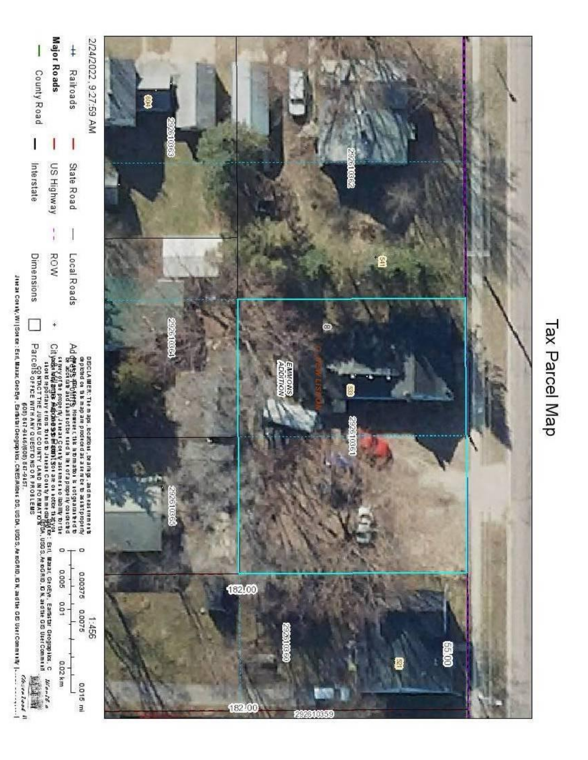# Tax Parcel Map

2/24/2022, 9:27:59 AM

**Major Roads**

- Railroads
- State Road
- Local Roads
- County Road
- US Highway
- ROW
- Interstate
- Dimensions
- Addresses
- City or Village Addresses
- Parcels

1:456

0 0.00375 0.0075 0.015 mi

0 0.005 0.01 0.02 km

DISCLAIMER: The maps, locations, bearings, and measurements depicted on this map are produced as a service to assist property owners and others. However, this information is not guaranteed to be accurate and shall not be used in lieu of a property conducted survey of the property. Juneau County assumes no liability for the use of this map. Users are on notice that you should report any errors found to Juneau County immediately. CONTACT THE JUNEAU COUNTY LAND INFORMATION OFFICE WITH ANY QUESTIONS OR PROBLEMS (608) 847-9446/(608) 847-9457.

Esri, Maxar, GeoEye, Earthstar Geographics, CNES/Airbus DS, USDA, USGS, AeroGRID, IGN, and the GIS User Community

Juneau County, WI | Sources: Esri, Maxar, GeoEye, Earthstar Geographics, CNES/Airbus DS, USDA, USGS, AeroGRID, IGN, and the GIS User Community

292610362

292610363

292610361

292610365

292610360

292610359

541

533

521

504

8

EMMONS ADDITION

182.00

182.00

55.00